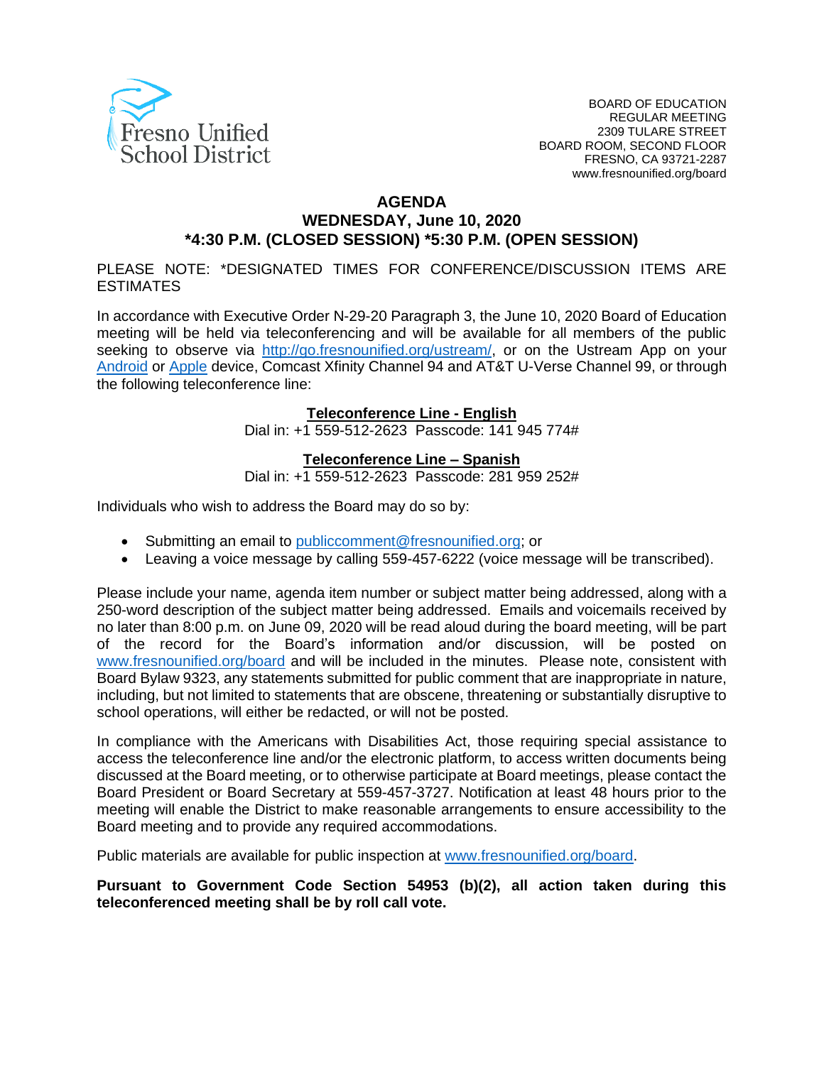Fresno Unified School District

BOARD OF EDUCATION
REGULAR MEETING
2309 TULARE STREET
BOARD ROOM, SECOND FLOOR
FRESNO, CA 93721-2287
www.fresnounified.org/board

# AGENDA
## WEDNESDAY, June 10, 2020
## *4:30 P.M. (CLOSED SESSION) *5:30 P.M. (OPEN SESSION)

PLEASE NOTE: *DESIGNATED TIMES FOR CONFERENCE/DISCUSSION ITEMS ARE ESTIMATES

In accordance with Executive Order N-29-20 Paragraph 3, the June 10, 2020 Board of Education meeting will be held via teleconferencing and will be available for all members of the public seeking to observe via http://go.fresnounified.org/ustream/, or on the Ustream App on your Android or Apple device, Comcast Xfinity Channel 94 and AT&T U-Verse Channel 99, or through the following teleconference line:

**Teleconference Line - English**
Dial in: +1 559-512-2623 Passcode: 141 945 774#

**Teleconference Line – Spanish**
Dial in: +1 559-512-2623 Passcode: 281 959 252#

Individuals who wish to address the Board may do so by:

- Submitting an email to publiccomment@fresnounified.org; or
- Leaving a voice message by calling 559-457-6222 (voice message will be transcribed).

Please include your name, agenda item number or subject matter being addressed, along with a 250-word description of the subject matter being addressed. Emails and voicemails received by no later than 8:00 p.m. on June 09, 2020 will be read aloud during the board meeting, will be part of the record for the Board's information and/or discussion, will be posted on www.fresnounified.org/board and will be included in the minutes. Please note, consistent with Board Bylaw 9323, any statements submitted for public comment that are inappropriate in nature, including, but not limited to statements that are obscene, threatening or substantially disruptive to school operations, will either be redacted, or will not be posted.

In compliance with the Americans with Disabilities Act, those requiring special assistance to access the teleconference line and/or the electronic platform, to access written documents being discussed at the Board meeting, or to otherwise participate at Board meetings, please contact the Board President or Board Secretary at 559-457-3727. Notification at least 48 hours prior to the meeting will enable the District to make reasonable arrangements to ensure accessibility to the Board meeting and to provide any required accommodations.

Public materials are available for public inspection at www.fresnounified.org/board.

**Pursuant to Government Code Section 54953 (b)(2), all action taken during this teleconferenced meeting shall be by roll call vote.**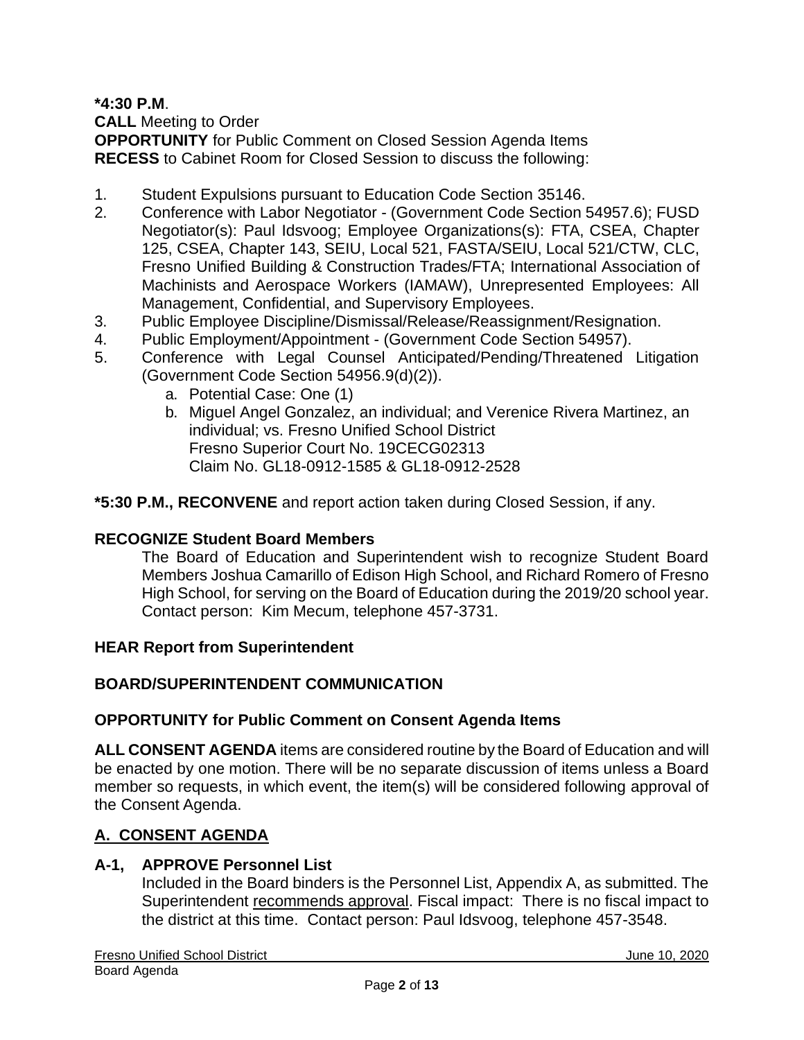**\*4:30 P.M**.
**CALL** Meeting to Order
**OPPORTUNITY** for Public Comment on Closed Session Agenda Items
**RECESS** to Cabinet Room for Closed Session to discuss the following:

1. Student Expulsions pursuant to Education Code Section 35146.
2. Conference with Labor Negotiator - (Government Code Section 54957.6); FUSD Negotiator(s): Paul Idsvoog; Employee Organizations(s): FTA, CSEA, Chapter 125, CSEA, Chapter 143, SEIU, Local 521, FASTA/SEIU, Local 521/CTW, CLC, Fresno Unified Building & Construction Trades/FTA; International Association of Machinists and Aerospace Workers (IAMAW), Unrepresented Employees: All Management, Confidential, and Supervisory Employees.
3. Public Employee Discipline/Dismissal/Release/Reassignment/Resignation.
4. Public Employment/Appointment - (Government Code Section 54957).
5. Conference with Legal Counsel Anticipated/Pending/Threatened Litigation (Government Code Section 54956.9(d)(2)).
   a. Potential Case: One (1)
   b. Miguel Angel Gonzalez, an individual; and Verenice Rivera Martinez, an individual; vs. Fresno Unified School District
      Fresno Superior Court No. 19CECG02313
      Claim No. GL18-0912-1585 & GL18-0912-2528

**\*5:30 P.M., RECONVENE** and report action taken during Closed Session, if any.

**RECOGNIZE Student Board Members**

The Board of Education and Superintendent wish to recognize Student Board Members Joshua Camarillo of Edison High School, and Richard Romero of Fresno High School, for serving on the Board of Education during the 2019/20 school year. Contact person: Kim Mecum, telephone 457-3731.

**HEAR Report from Superintendent**

**BOARD/SUPERINTENDENT COMMUNICATION**

**OPPORTUNITY for Public Comment on Consent Agenda Items**

**ALL CONSENT AGENDA** items are considered routine by the Board of Education and will be enacted by one motion. There will be no separate discussion of items unless a Board member so requests, in which event, the item(s) will be considered following approval of the Consent Agenda.

## A. CONSENT AGENDA

**A-1, APPROVE Personnel List**

Included in the Board binders is the Personnel List, Appendix A, as submitted. The Superintendent recommends approval. Fiscal impact: There is no fiscal impact to the district at this time. Contact person: Paul Idsvoog, telephone 457-3548.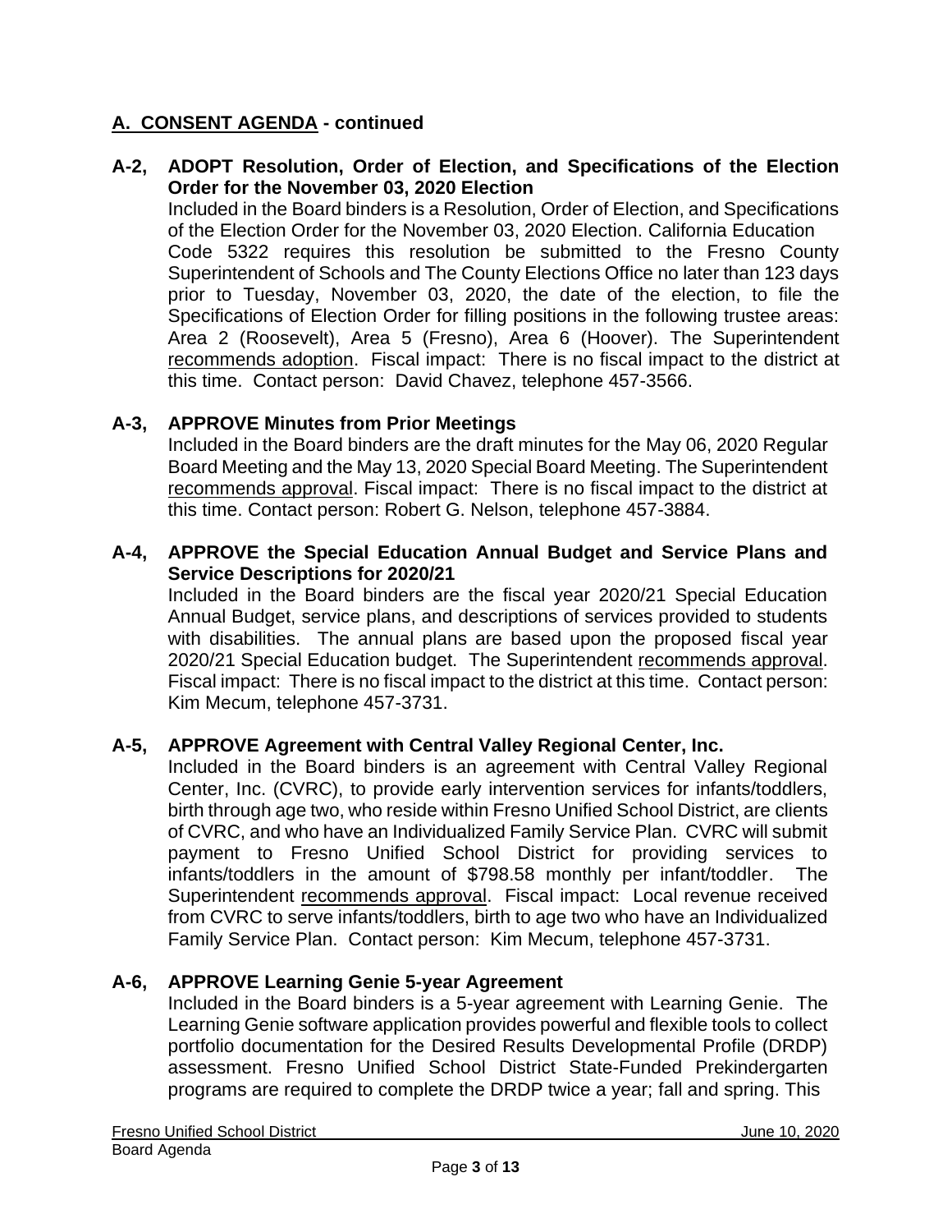## A. CONSENT AGENDA - continued

**A-2, ADOPT Resolution, Order of Election, and Specifications of the Election Order for the November 03, 2020 Election**

Included in the Board binders is a Resolution, Order of Election, and Specifications of the Election Order for the November 03, 2020 Election. California Education Code 5322 requires this resolution be submitted to the Fresno County Superintendent of Schools and The County Elections Office no later than 123 days prior to Tuesday, November 03, 2020, the date of the election, to file the Specifications of Election Order for filling positions in the following trustee areas: Area 2 (Roosevelt), Area 5 (Fresno), Area 6 (Hoover). The Superintendent recommends adoption. Fiscal impact: There is no fiscal impact to the district at this time. Contact person: David Chavez, telephone 457-3566.

**A-3, APPROVE Minutes from Prior Meetings**

Included in the Board binders are the draft minutes for the May 06, 2020 Regular Board Meeting and the May 13, 2020 Special Board Meeting. The Superintendent recommends approval. Fiscal impact: There is no fiscal impact to the district at this time. Contact person: Robert G. Nelson, telephone 457-3884.

**A-4, APPROVE the Special Education Annual Budget and Service Plans and Service Descriptions for 2020/21**

Included in the Board binders are the fiscal year 2020/21 Special Education Annual Budget, service plans, and descriptions of services provided to students with disabilities. The annual plans are based upon the proposed fiscal year 2020/21 Special Education budget. The Superintendent recommends approval. Fiscal impact: There is no fiscal impact to the district at this time. Contact person: Kim Mecum, telephone 457-3731.

**A-5, APPROVE Agreement with Central Valley Regional Center, Inc.**

Included in the Board binders is an agreement with Central Valley Regional Center, Inc. (CVRC), to provide early intervention services for infants/toddlers, birth through age two, who reside within Fresno Unified School District, are clients of CVRC, and who have an Individualized Family Service Plan. CVRC will submit payment to Fresno Unified School District for providing services to infants/toddlers in the amount of $798.58 monthly per infant/toddler. The Superintendent recommends approval. Fiscal impact: Local revenue received from CVRC to serve infants/toddlers, birth to age two who have an Individualized Family Service Plan. Contact person: Kim Mecum, telephone 457-3731.

**A-6, APPROVE Learning Genie 5-year Agreement**

Included in the Board binders is a 5-year agreement with Learning Genie. The Learning Genie software application provides powerful and flexible tools to collect portfolio documentation for the Desired Results Developmental Profile (DRDP) assessment. Fresno Unified School District State-Funded Prekindergarten programs are required to complete the DRDP twice a year; fall and spring. This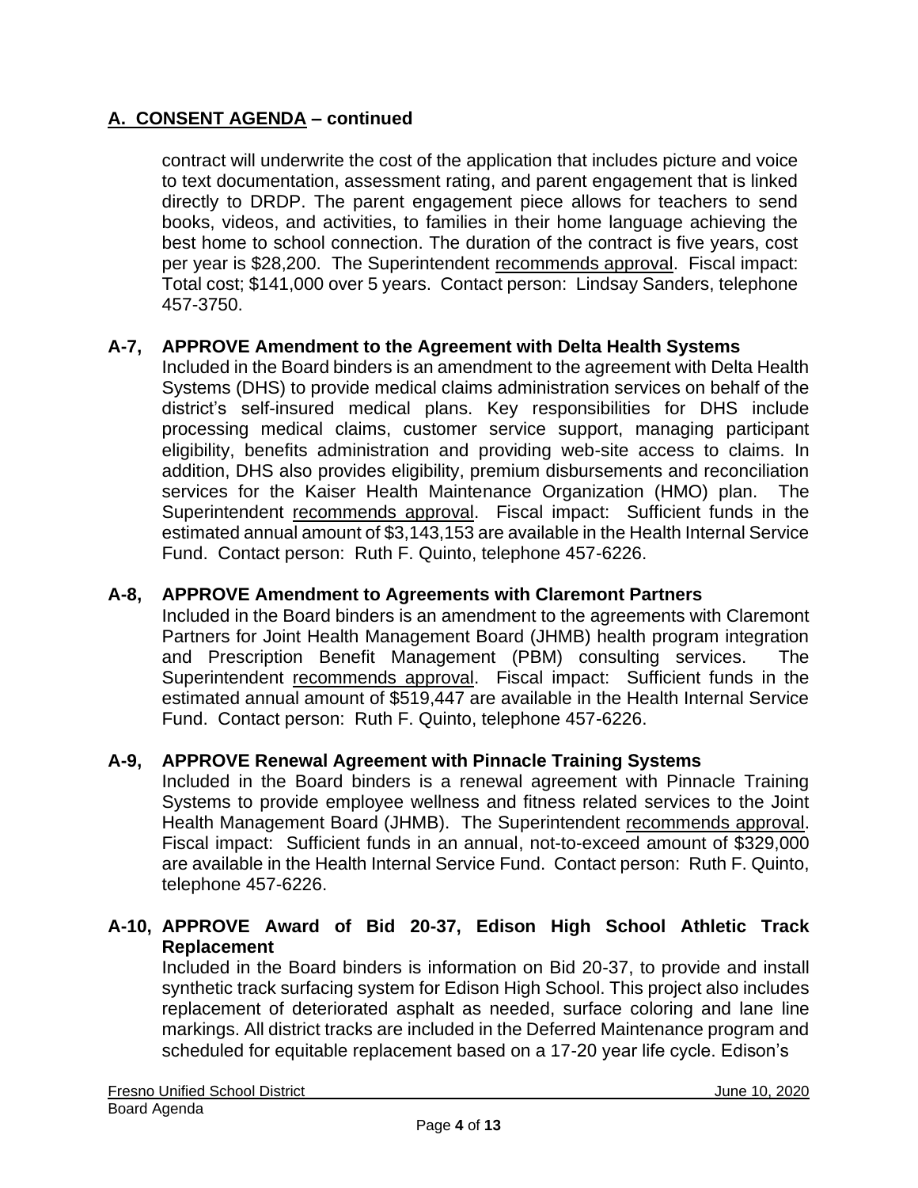## A. CONSENT AGENDA – continued

contract will underwrite the cost of the application that includes picture and voice to text documentation, assessment rating, and parent engagement that is linked directly to DRDP. The parent engagement piece allows for teachers to send books, videos, and activities, to families in their home language achieving the best home to school connection. The duration of the contract is five years, cost per year is $28,200. The Superintendent recommends approval. Fiscal impact: Total cost; $141,000 over 5 years. Contact person: Lindsay Sanders, telephone 457-3750.

### A-7, APPROVE Amendment to the Agreement with Delta Health Systems

Included in the Board binders is an amendment to the agreement with Delta Health Systems (DHS) to provide medical claims administration services on behalf of the district's self-insured medical plans. Key responsibilities for DHS include processing medical claims, customer service support, managing participant eligibility, benefits administration and providing web-site access to claims. In addition, DHS also provides eligibility, premium disbursements and reconciliation services for the Kaiser Health Maintenance Organization (HMO) plan. The Superintendent recommends approval. Fiscal impact: Sufficient funds in the estimated annual amount of $3,143,153 are available in the Health Internal Service Fund. Contact person: Ruth F. Quinto, telephone 457-6226.

### A-8, APPROVE Amendment to Agreements with Claremont Partners

Included in the Board binders is an amendment to the agreements with Claremont Partners for Joint Health Management Board (JHMB) health program integration and Prescription Benefit Management (PBM) consulting services. The Superintendent recommends approval. Fiscal impact: Sufficient funds in the estimated annual amount of $519,447 are available in the Health Internal Service Fund. Contact person: Ruth F. Quinto, telephone 457-6226.

### A-9, APPROVE Renewal Agreement with Pinnacle Training Systems

Included in the Board binders is a renewal agreement with Pinnacle Training Systems to provide employee wellness and fitness related services to the Joint Health Management Board (JHMB). The Superintendent recommends approval. Fiscal impact: Sufficient funds in an annual, not-to-exceed amount of $329,000 are available in the Health Internal Service Fund. Contact person: Ruth F. Quinto, telephone 457-6226.

### A-10, APPROVE Award of Bid 20-37, Edison High School Athletic Track Replacement

Included in the Board binders is information on Bid 20-37, to provide and install synthetic track surfacing system for Edison High School. This project also includes replacement of deteriorated asphalt as needed, surface coloring and lane line markings. All district tracks are included in the Deferred Maintenance program and scheduled for equitable replacement based on a 17-20 year life cycle. Edison's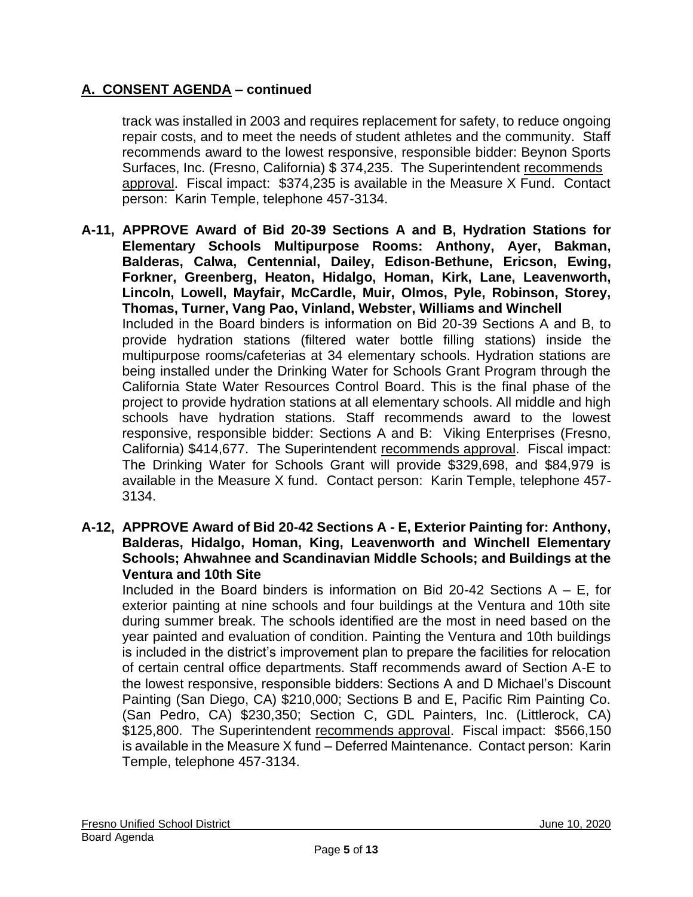## A. CONSENT AGENDA – continued

track was installed in 2003 and requires replacement for safety, to reduce ongoing repair costs, and to meet the needs of student athletes and the community. Staff recommends award to the lowest responsive, responsible bidder: Beynon Sports Surfaces, Inc. (Fresno, California) $ 374,235. The Superintendent recommends approval. Fiscal impact: $374,235 is available in the Measure X Fund. Contact person: Karin Temple, telephone 457-3134.

**A-11, APPROVE Award of Bid 20-39 Sections A and B, Hydration Stations for Elementary Schools Multipurpose Rooms: Anthony, Ayer, Bakman, Balderas, Calwa, Centennial, Dailey, Edison-Bethune, Ericson, Ewing, Forkner, Greenberg, Heaton, Hidalgo, Homan, Kirk, Lane, Leavenworth, Lincoln, Lowell, Mayfair, McCardle, Muir, Olmos, Pyle, Robinson, Storey, Thomas, Turner, Vang Pao, Vinland, Webster, Williams and Winchell**

Included in the Board binders is information on Bid 20-39 Sections A and B, to provide hydration stations (filtered water bottle filling stations) inside the multipurpose rooms/cafeterias at 34 elementary schools. Hydration stations are being installed under the Drinking Water for Schools Grant Program through the California State Water Resources Control Board. This is the final phase of the project to provide hydration stations at all elementary schools. All middle and high schools have hydration stations. Staff recommends award to the lowest responsive, responsible bidder: Sections A and B: Viking Enterprises (Fresno, California) $414,677. The Superintendent recommends approval. Fiscal impact: The Drinking Water for Schools Grant will provide $329,698, and $84,979 is available in the Measure X fund. Contact person: Karin Temple, telephone 457-3134.

**A-12, APPROVE Award of Bid 20-42 Sections A - E, Exterior Painting for: Anthony, Balderas, Hidalgo, Homan, King, Leavenworth and Winchell Elementary Schools; Ahwahnee and Scandinavian Middle Schools; and Buildings at the Ventura and 10th Site**

Included in the Board binders is information on Bid 20-42 Sections A – E, for exterior painting at nine schools and four buildings at the Ventura and 10th site during summer break. The schools identified are the most in need based on the year painted and evaluation of condition. Painting the Ventura and 10th buildings is included in the district's improvement plan to prepare the facilities for relocation of certain central office departments. Staff recommends award of Section A-E to the lowest responsive, responsible bidders: Sections A and D Michael's Discount Painting (San Diego, CA) $210,000; Sections B and E, Pacific Rim Painting Co. (San Pedro, CA) $230,350; Section C, GDL Painters, Inc. (Littlerock, CA) $125,800. The Superintendent recommends approval. Fiscal impact: $566,150 is available in the Measure X fund – Deferred Maintenance. Contact person: Karin Temple, telephone 457-3134.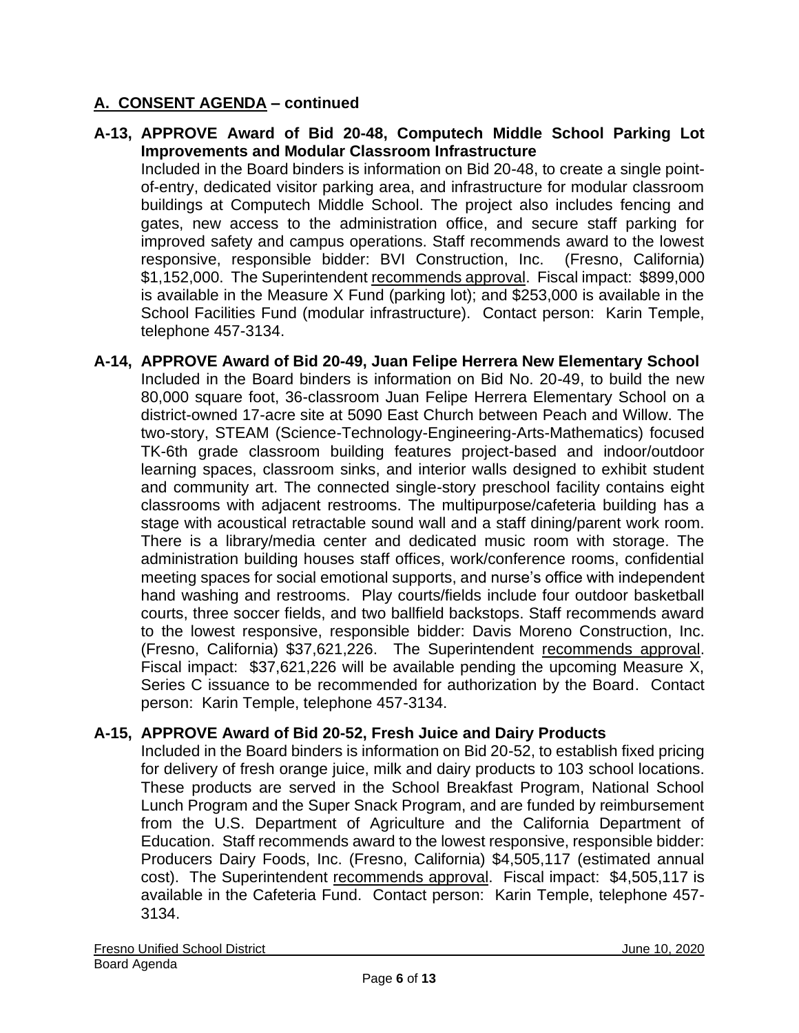## A. CONSENT AGENDA – continued

**A-13, APPROVE Award of Bid 20-48, Computech Middle School Parking Lot Improvements and Modular Classroom Infrastructure**

Included in the Board binders is information on Bid 20-48, to create a single point-of-entry, dedicated visitor parking area, and infrastructure for modular classroom buildings at Computech Middle School. The project also includes fencing and gates, new access to the administration office, and secure staff parking for improved safety and campus operations. Staff recommends award to the lowest responsive, responsible bidder: BVI Construction, Inc. (Fresno, California) $1,152,000. The Superintendent recommends approval. Fiscal impact: $899,000 is available in the Measure X Fund (parking lot); and $253,000 is available in the School Facilities Fund (modular infrastructure). Contact person: Karin Temple, telephone 457-3134.

**A-14, APPROVE Award of Bid 20-49, Juan Felipe Herrera New Elementary School**

Included in the Board binders is information on Bid No. 20-49, to build the new 80,000 square foot, 36-classroom Juan Felipe Herrera Elementary School on a district-owned 17-acre site at 5090 East Church between Peach and Willow. The two-story, STEAM (Science-Technology-Engineering-Arts-Mathematics) focused TK-6th grade classroom building features project-based and indoor/outdoor learning spaces, classroom sinks, and interior walls designed to exhibit student and community art. The connected single-story preschool facility contains eight classrooms with adjacent restrooms. The multipurpose/cafeteria building has a stage with acoustical retractable sound wall and a staff dining/parent work room. There is a library/media center and dedicated music room with storage. The administration building houses staff offices, work/conference rooms, confidential meeting spaces for social emotional supports, and nurse's office with independent hand washing and restrooms. Play courts/fields include four outdoor basketball courts, three soccer fields, and two ballfield backstops. Staff recommends award to the lowest responsive, responsible bidder: Davis Moreno Construction, Inc. (Fresno, California) $37,621,226. The Superintendent recommends approval. Fiscal impact: $37,621,226 will be available pending the upcoming Measure X, Series C issuance to be recommended for authorization by the Board. Contact person: Karin Temple, telephone 457-3134.

**A-15, APPROVE Award of Bid 20-52, Fresh Juice and Dairy Products**

Included in the Board binders is information on Bid 20-52, to establish fixed pricing for delivery of fresh orange juice, milk and dairy products to 103 school locations. These products are served in the School Breakfast Program, National School Lunch Program and the Super Snack Program, and are funded by reimbursement from the U.S. Department of Agriculture and the California Department of Education. Staff recommends award to the lowest responsive, responsible bidder: Producers Dairy Foods, Inc. (Fresno, California) $4,505,117 (estimated annual cost). The Superintendent recommends approval. Fiscal impact: $4,505,117 is available in the Cafeteria Fund. Contact person: Karin Temple, telephone 457-3134.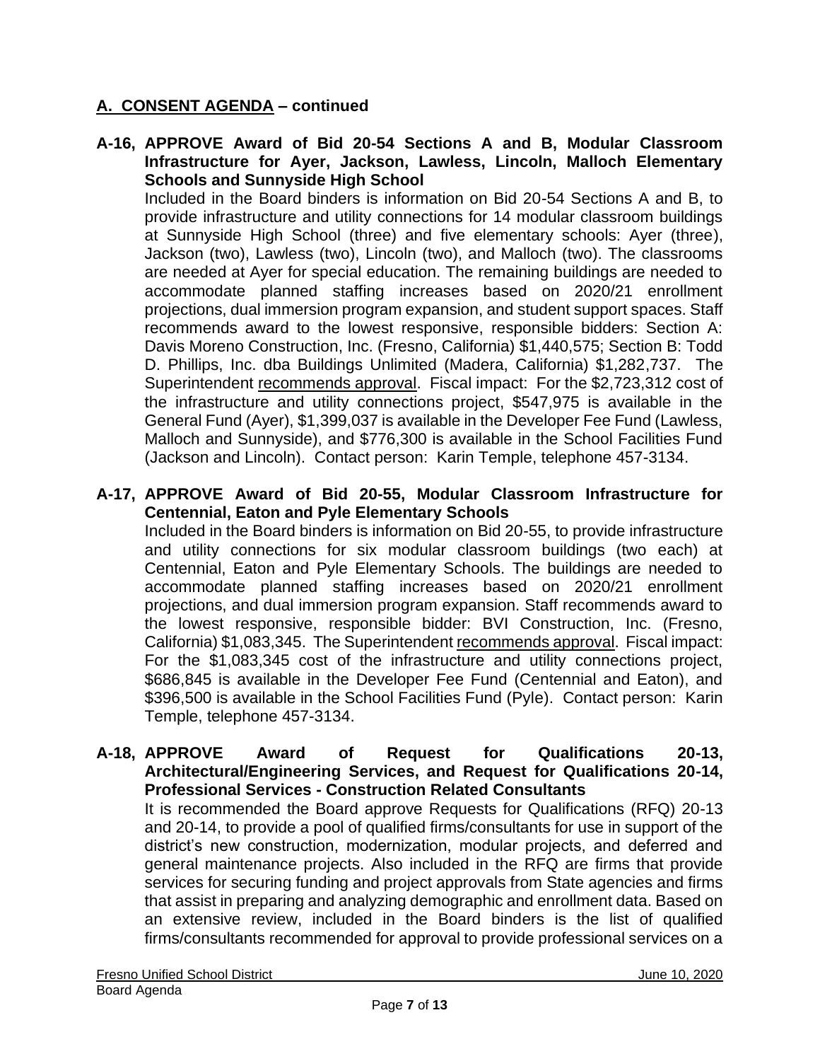## A. CONSENT AGENDA – continued

**A-16, APPROVE Award of Bid 20-54 Sections A and B, Modular Classroom Infrastructure for Ayer, Jackson, Lawless, Lincoln, Malloch Elementary Schools and Sunnyside High School**

Included in the Board binders is information on Bid 20-54 Sections A and B, to provide infrastructure and utility connections for 14 modular classroom buildings at Sunnyside High School (three) and five elementary schools: Ayer (three), Jackson (two), Lawless (two), Lincoln (two), and Malloch (two). The classrooms are needed at Ayer for special education. The remaining buildings are needed to accommodate planned staffing increases based on 2020/21 enrollment projections, dual immersion program expansion, and student support spaces. Staff recommends award to the lowest responsive, responsible bidders: Section A: Davis Moreno Construction, Inc. (Fresno, California) $1,440,575; Section B: Todd D. Phillips, Inc. dba Buildings Unlimited (Madera, California) $1,282,737. The Superintendent recommends approval. Fiscal impact: For the $2,723,312 cost of the infrastructure and utility connections project, $547,975 is available in the General Fund (Ayer), $1,399,037 is available in the Developer Fee Fund (Lawless, Malloch and Sunnyside), and $776,300 is available in the School Facilities Fund (Jackson and Lincoln). Contact person: Karin Temple, telephone 457-3134.

**A-17, APPROVE Award of Bid 20-55, Modular Classroom Infrastructure for Centennial, Eaton and Pyle Elementary Schools**

Included in the Board binders is information on Bid 20-55, to provide infrastructure and utility connections for six modular classroom buildings (two each) at Centennial, Eaton and Pyle Elementary Schools. The buildings are needed to accommodate planned staffing increases based on 2020/21 enrollment projections, and dual immersion program expansion. Staff recommends award to the lowest responsive, responsible bidder: BVI Construction, Inc. (Fresno, California) $1,083,345. The Superintendent recommends approval. Fiscal impact: For the $1,083,345 cost of the infrastructure and utility connections project, $686,845 is available in the Developer Fee Fund (Centennial and Eaton), and $396,500 is available in the School Facilities Fund (Pyle). Contact person: Karin Temple, telephone 457-3134.

**A-18, APPROVE Award of Request for Qualifications 20-13, Architectural/Engineering Services, and Request for Qualifications 20-14, Professional Services - Construction Related Consultants**

It is recommended the Board approve Requests for Qualifications (RFQ) 20-13 and 20-14, to provide a pool of qualified firms/consultants for use in support of the district's new construction, modernization, modular projects, and deferred and general maintenance projects. Also included in the RFQ are firms that provide services for securing funding and project approvals from State agencies and firms that assist in preparing and analyzing demographic and enrollment data. Based on an extensive review, included in the Board binders is the list of qualified firms/consultants recommended for approval to provide professional services on a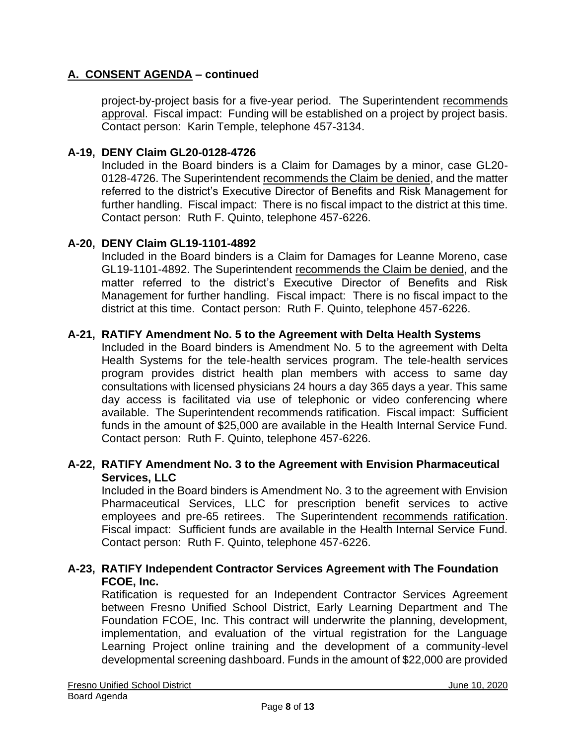## A. CONSENT AGENDA – continued

project-by-project basis for a five-year period. The Superintendent recommends approval. Fiscal impact: Funding will be established on a project by project basis. Contact person: Karin Temple, telephone 457-3134.

### A-19, DENY Claim GL20-0128-4726

Included in the Board binders is a Claim for Damages by a minor, case GL20-0128-4726. The Superintendent recommends the Claim be denied, and the matter referred to the district's Executive Director of Benefits and Risk Management for further handling. Fiscal impact: There is no fiscal impact to the district at this time. Contact person: Ruth F. Quinto, telephone 457-6226.

### A-20, DENY Claim GL19-1101-4892

Included in the Board binders is a Claim for Damages for Leanne Moreno, case GL19-1101-4892. The Superintendent recommends the Claim be denied, and the matter referred to the district's Executive Director of Benefits and Risk Management for further handling. Fiscal impact: There is no fiscal impact to the district at this time. Contact person: Ruth F. Quinto, telephone 457-6226.

### A-21, RATIFY Amendment No. 5 to the Agreement with Delta Health Systems

Included in the Board binders is Amendment No. 5 to the agreement with Delta Health Systems for the tele-health services program. The tele-health services program provides district health plan members with access to same day consultations with licensed physicians 24 hours a day 365 days a year. This same day access is facilitated via use of telephonic or video conferencing where available. The Superintendent recommends ratification. Fiscal impact: Sufficient funds in the amount of $25,000 are available in the Health Internal Service Fund. Contact person: Ruth F. Quinto, telephone 457-6226.

### A-22, RATIFY Amendment No. 3 to the Agreement with Envision Pharmaceutical Services, LLC

Included in the Board binders is Amendment No. 3 to the agreement with Envision Pharmaceutical Services, LLC for prescription benefit services to active employees and pre-65 retirees. The Superintendent recommends ratification. Fiscal impact: Sufficient funds are available in the Health Internal Service Fund. Contact person: Ruth F. Quinto, telephone 457-6226.

### A-23, RATIFY Independent Contractor Services Agreement with The Foundation FCOE, Inc.

Ratification is requested for an Independent Contractor Services Agreement between Fresno Unified School District, Early Learning Department and The Foundation FCOE, Inc. This contract will underwrite the planning, development, implementation, and evaluation of the virtual registration for the Language Learning Project online training and the development of a community-level developmental screening dashboard. Funds in the amount of $22,000 are provided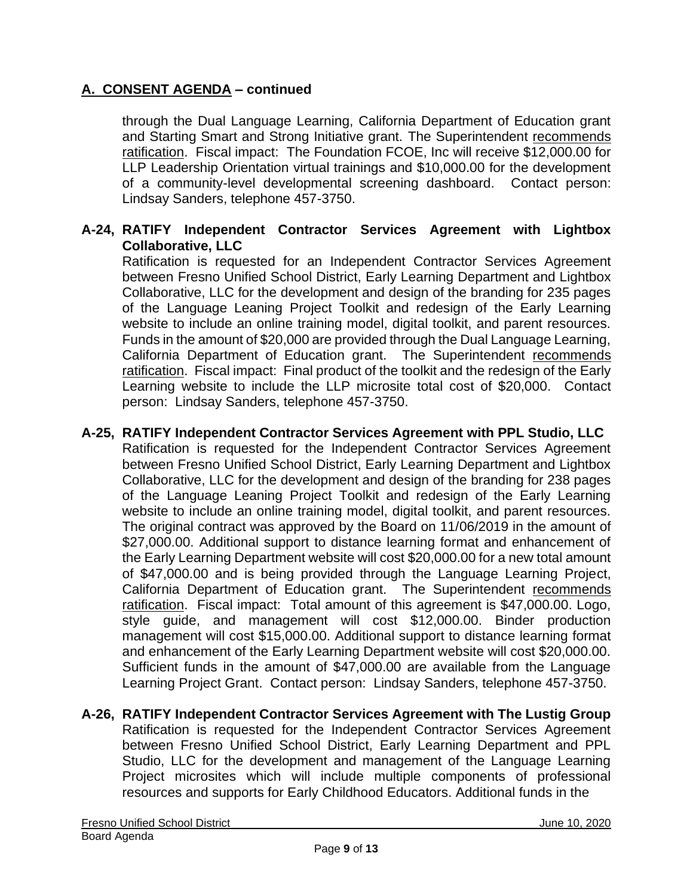## A. CONSENT AGENDA – continued

through the Dual Language Learning, California Department of Education grant and Starting Smart and Strong Initiative grant. The Superintendent recommends ratification. Fiscal impact: The Foundation FCOE, Inc will receive $12,000.00 for LLP Leadership Orientation virtual trainings and $10,000.00 for the development of a community-level developmental screening dashboard. Contact person: Lindsay Sanders, telephone 457-3750.

**A-24, RATIFY Independent Contractor Services Agreement with Lightbox Collaborative, LLC**

Ratification is requested for an Independent Contractor Services Agreement between Fresno Unified School District, Early Learning Department and Lightbox Collaborative, LLC for the development and design of the branding for 235 pages of the Language Leaning Project Toolkit and redesign of the Early Learning website to include an online training model, digital toolkit, and parent resources. Funds in the amount of $20,000 are provided through the Dual Language Learning, California Department of Education grant. The Superintendent recommends ratification. Fiscal impact: Final product of the toolkit and the redesign of the Early Learning website to include the LLP microsite total cost of $20,000. Contact person: Lindsay Sanders, telephone 457-3750.

**A-25, RATIFY Independent Contractor Services Agreement with PPL Studio, LLC**

Ratification is requested for the Independent Contractor Services Agreement between Fresno Unified School District, Early Learning Department and Lightbox Collaborative, LLC for the development and design of the branding for 238 pages of the Language Leaning Project Toolkit and redesign of the Early Learning website to include an online training model, digital toolkit, and parent resources. The original contract was approved by the Board on 11/06/2019 in the amount of $27,000.00. Additional support to distance learning format and enhancement of the Early Learning Department website will cost $20,000.00 for a new total amount of $47,000.00 and is being provided through the Language Learning Project, California Department of Education grant. The Superintendent recommends ratification. Fiscal impact: Total amount of this agreement is $47,000.00. Logo, style guide, and management will cost $12,000.00. Binder production management will cost $15,000.00. Additional support to distance learning format and enhancement of the Early Learning Department website will cost $20,000.00. Sufficient funds in the amount of $47,000.00 are available from the Language Learning Project Grant. Contact person: Lindsay Sanders, telephone 457-3750.

**A-26, RATIFY Independent Contractor Services Agreement with The Lustig Group**

Ratification is requested for the Independent Contractor Services Agreement between Fresno Unified School District, Early Learning Department and PPL Studio, LLC for the development and management of the Language Learning Project microsites which will include multiple components of professional resources and supports for Early Childhood Educators. Additional funds in the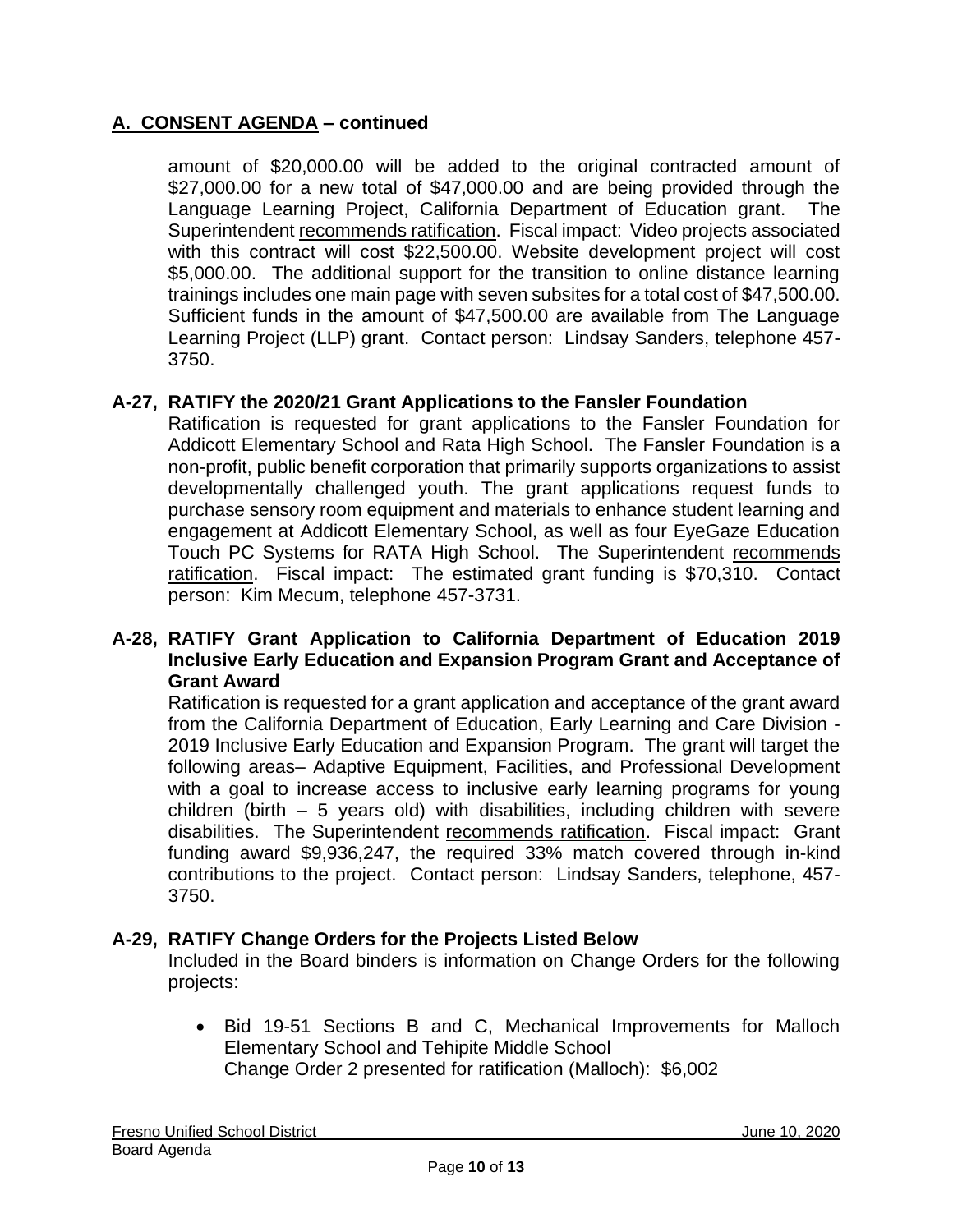## A. CONSENT AGENDA – continued

amount of $20,000.00 will be added to the original contracted amount of $27,000.00 for a new total of $47,000.00 and are being provided through the Language Learning Project, California Department of Education grant. The Superintendent recommends ratification. Fiscal impact: Video projects associated with this contract will cost $22,500.00. Website development project will cost $5,000.00. The additional support for the transition to online distance learning trainings includes one main page with seven subsites for a total cost of $47,500.00. Sufficient funds in the amount of $47,500.00 are available from The Language Learning Project (LLP) grant. Contact person: Lindsay Sanders, telephone 457-3750.

**A-27, RATIFY the 2020/21 Grant Applications to the Fansler Foundation**

Ratification is requested for grant applications to the Fansler Foundation for Addicott Elementary School and Rata High School. The Fansler Foundation is a non-profit, public benefit corporation that primarily supports organizations to assist developmentally challenged youth. The grant applications request funds to purchase sensory room equipment and materials to enhance student learning and engagement at Addicott Elementary School, as well as four EyeGaze Education Touch PC Systems for RATA High School. The Superintendent recommends ratification. Fiscal impact: The estimated grant funding is $70,310. Contact person: Kim Mecum, telephone 457-3731.

**A-28, RATIFY Grant Application to California Department of Education 2019 Inclusive Early Education and Expansion Program Grant and Acceptance of Grant Award**

Ratification is requested for a grant application and acceptance of the grant award from the California Department of Education, Early Learning and Care Division - 2019 Inclusive Early Education and Expansion Program. The grant will target the following areas– Adaptive Equipment, Facilities, and Professional Development with a goal to increase access to inclusive early learning programs for young children (birth – 5 years old) with disabilities, including children with severe disabilities. The Superintendent recommends ratification. Fiscal impact: Grant funding award $9,936,247, the required 33% match covered through in-kind contributions to the project. Contact person: Lindsay Sanders, telephone, 457-3750.

**A-29, RATIFY Change Orders for the Projects Listed Below**

Included in the Board binders is information on Change Orders for the following projects:

- Bid 19-51 Sections B and C, Mechanical Improvements for Malloch Elementary School and Tehipite Middle School
  Change Order 2 presented for ratification (Malloch): $6,002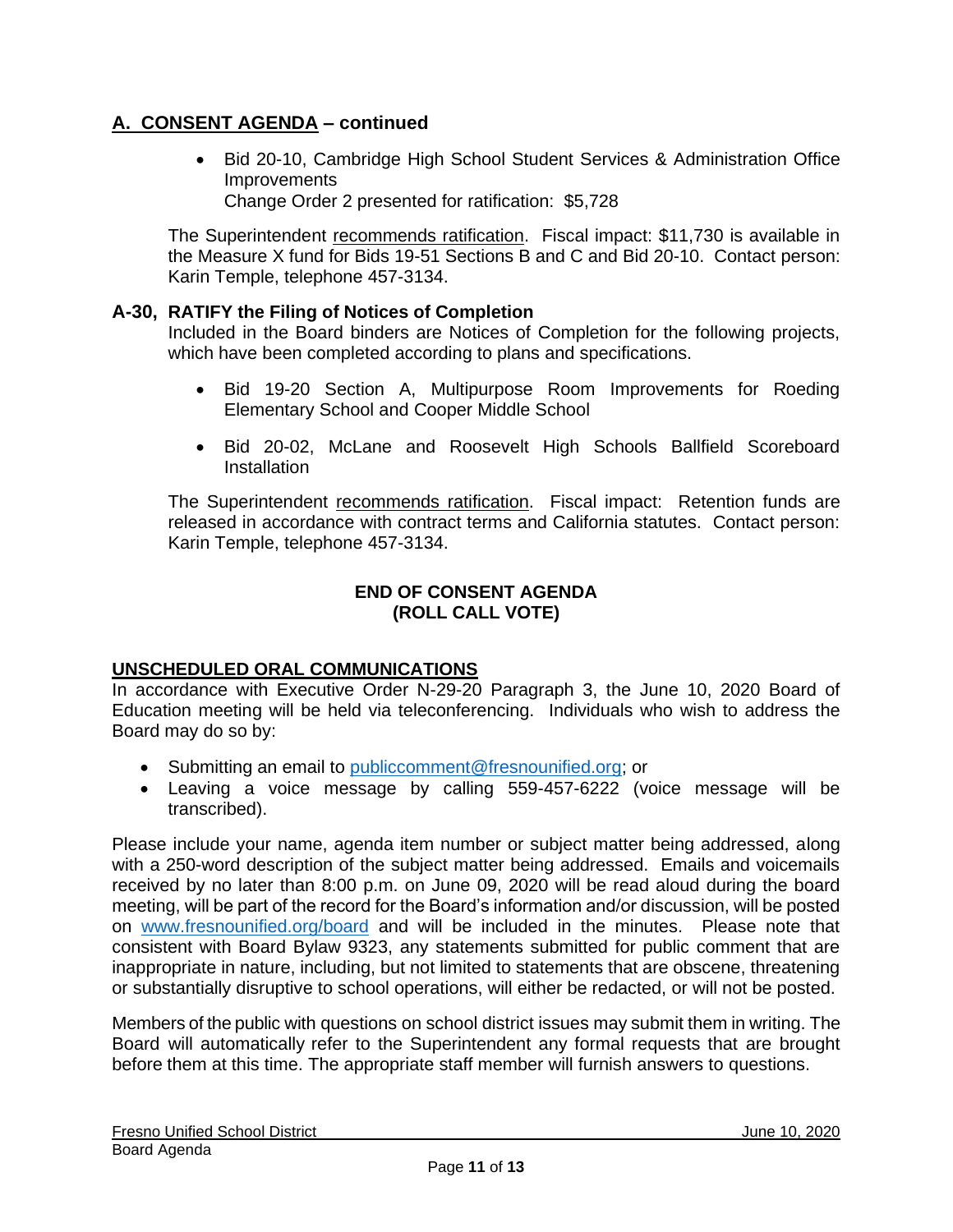## A. CONSENT AGENDA – continued

- Bid 20-10, Cambridge High School Student Services & Administration Office Improvements
  Change Order 2 presented for ratification: $5,728

The Superintendent recommends ratification. Fiscal impact: $11,730 is available in the Measure X fund for Bids 19-51 Sections B and C and Bid 20-10. Contact person: Karin Temple, telephone 457-3134.

### A-30, RATIFY the Filing of Notices of Completion

Included in the Board binders are Notices of Completion for the following projects, which have been completed according to plans and specifications.

- Bid 19-20 Section A, Multipurpose Room Improvements for Roeding Elementary School and Cooper Middle School
- Bid 20-02, McLane and Roosevelt High Schools Ballfield Scoreboard Installation

The Superintendent recommends ratification. Fiscal impact: Retention funds are released in accordance with contract terms and California statutes. Contact person: Karin Temple, telephone 457-3134.

**END OF CONSENT AGENDA**
**(ROLL CALL VOTE)**

## UNSCHEDULED ORAL COMMUNICATIONS

In accordance with Executive Order N-29-20 Paragraph 3, the June 10, 2020 Board of Education meeting will be held via teleconferencing. Individuals who wish to address the Board may do so by:

- Submitting an email to publiccomment@fresnounified.org; or
- Leaving a voice message by calling 559-457-6222 (voice message will be transcribed).

Please include your name, agenda item number or subject matter being addressed, along with a 250-word description of the subject matter being addressed. Emails and voicemails received by no later than 8:00 p.m. on June 09, 2020 will be read aloud during the board meeting, will be part of the record for the Board's information and/or discussion, will be posted on www.fresnounified.org/board and will be included in the minutes. Please note that consistent with Board Bylaw 9323, any statements submitted for public comment that are inappropriate in nature, including, but not limited to statements that are obscene, threatening or substantially disruptive to school operations, will either be redacted, or will not be posted.

Members of the public with questions on school district issues may submit them in writing. The Board will automatically refer to the Superintendent any formal requests that are brought before them at this time. The appropriate staff member will furnish answers to questions.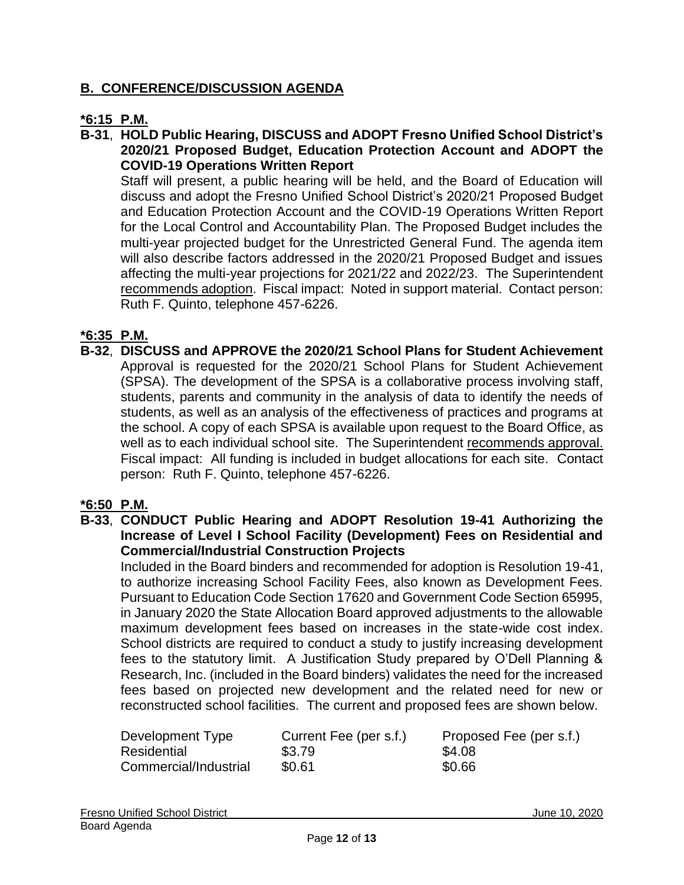## B. CONFERENCE/DISCUSSION AGENDA

**\*6:15 P.M.**

**B-31**, **HOLD Public Hearing, DISCUSS and ADOPT Fresno Unified School District's 2020/21 Proposed Budget, Education Protection Account and ADOPT the COVID-19 Operations Written Report**

Staff will present, a public hearing will be held, and the Board of Education will discuss and adopt the Fresno Unified School District's 2020/21 Proposed Budget and Education Protection Account and the COVID-19 Operations Written Report for the Local Control and Accountability Plan. The Proposed Budget includes the multi-year projected budget for the Unrestricted General Fund. The agenda item will also describe factors addressed in the 2020/21 Proposed Budget and issues affecting the multi-year projections for 2021/22 and 2022/23. The Superintendent recommends adoption. Fiscal impact: Noted in support material. Contact person: Ruth F. Quinto, telephone 457-6226.

**\*6:35 P.M.**

**B-32**, **DISCUSS and APPROVE the 2020/21 School Plans for Student Achievement**

Approval is requested for the 2020/21 School Plans for Student Achievement (SPSA). The development of the SPSA is a collaborative process involving staff, students, parents and community in the analysis of data to identify the needs of students, as well as an analysis of the effectiveness of practices and programs at the school. A copy of each SPSA is available upon request to the Board Office, as well as to each individual school site. The Superintendent recommends approval. Fiscal impact: All funding is included in budget allocations for each site. Contact person: Ruth F. Quinto, telephone 457-6226.

**\*6:50 P.M.**

**B-33**, **CONDUCT Public Hearing and ADOPT Resolution 19-41 Authorizing the Increase of Level I School Facility (Development) Fees on Residential and Commercial/Industrial Construction Projects**

Included in the Board binders and recommended for adoption is Resolution 19-41, to authorize increasing School Facility Fees, also known as Development Fees. Pursuant to Education Code Section 17620 and Government Code Section 65995, in January 2020 the State Allocation Board approved adjustments to the allowable maximum development fees based on increases in the state-wide cost index. School districts are required to conduct a study to justify increasing development fees to the statutory limit. A Justification Study prepared by O'Dell Planning & Research, Inc. (included in the Board binders) validates the need for the increased fees based on projected new development and the related need for new or reconstructed school facilities. The current and proposed fees are shown below.

| Development Type | Current Fee (per s.f.) | Proposed Fee (per s.f.) |
|---|---|---|
| Residential | $3.79 | $4.08 |
| Commercial/Industrial | $0.61 | $0.66 |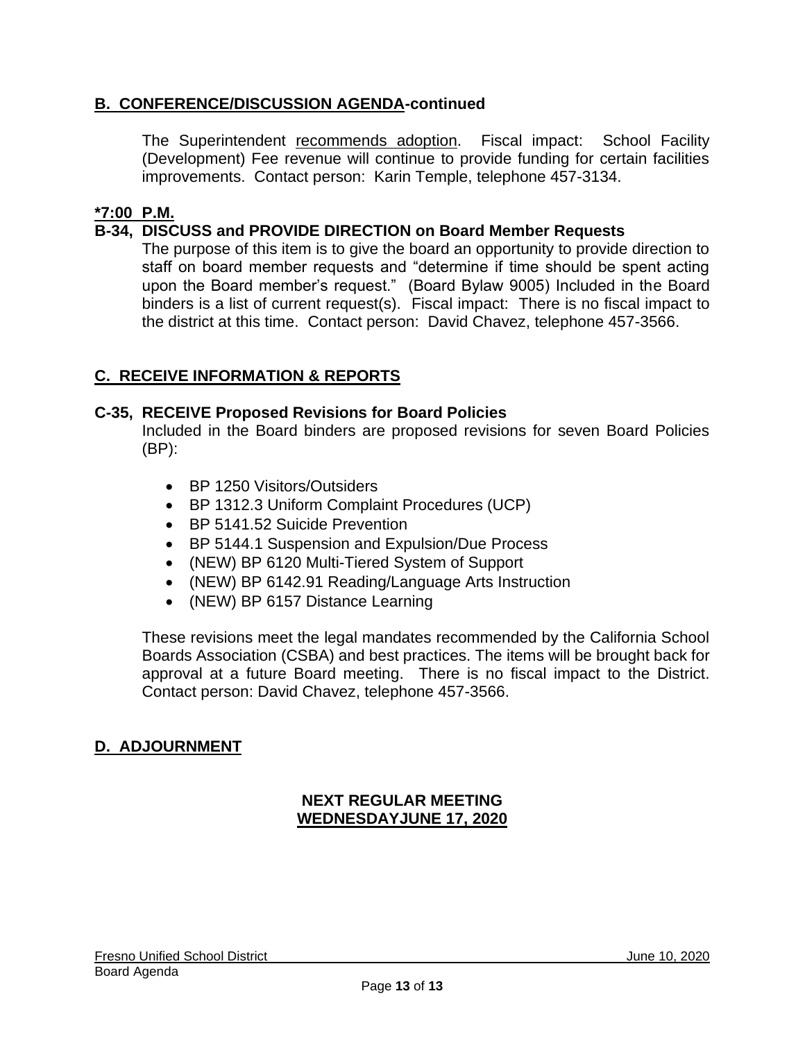## B. CONFERENCE/DISCUSSION AGENDA-continued

The Superintendent recommends adoption. Fiscal impact: School Facility (Development) Fee revenue will continue to provide funding for certain facilities improvements. Contact person: Karin Temple, telephone 457-3134.

**\*7:00 P.M.**

### B-34, DISCUSS and PROVIDE DIRECTION on Board Member Requests

The purpose of this item is to give the board an opportunity to provide direction to staff on board member requests and "determine if time should be spent acting upon the Board member's request." (Board Bylaw 9005) Included in the Board binders is a list of current request(s). Fiscal impact: There is no fiscal impact to the district at this time. Contact person: David Chavez, telephone 457-3566.

## C. RECEIVE INFORMATION & REPORTS

### C-35, RECEIVE Proposed Revisions for Board Policies

Included in the Board binders are proposed revisions for seven Board Policies (BP):

- BP 1250 Visitors/Outsiders
- BP 1312.3 Uniform Complaint Procedures (UCP)
- BP 5141.52 Suicide Prevention
- BP 5144.1 Suspension and Expulsion/Due Process
- (NEW) BP 6120 Multi-Tiered System of Support
- (NEW) BP 6142.91 Reading/Language Arts Instruction
- (NEW) BP 6157 Distance Learning

These revisions meet the legal mandates recommended by the California School Boards Association (CSBA) and best practices. The items will be brought back for approval at a future Board meeting. There is no fiscal impact to the District. Contact person: David Chavez, telephone 457-3566.

## D. ADJOURNMENT

**NEXT REGULAR MEETING**
**WEDNESDAYJUNE 17, 2020**